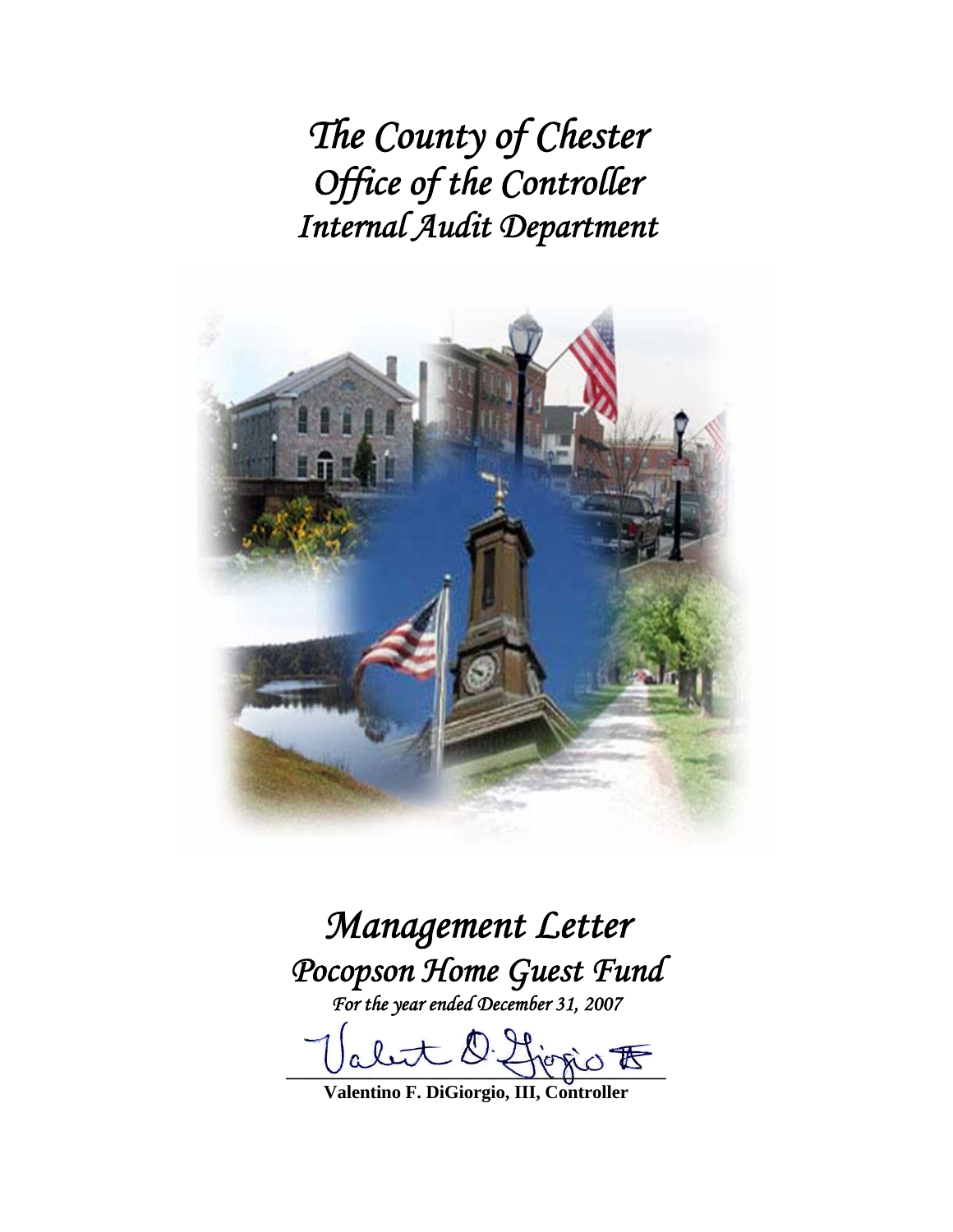# *The County of Chester*
# *Office of the Controller*
# *Internal Audit Department*

# *Management Letter*
## *Pocopson Home Guest Fund*
*For the year ended December 31, 2007*

**Valentino F. DiGiorgio, III, Controller**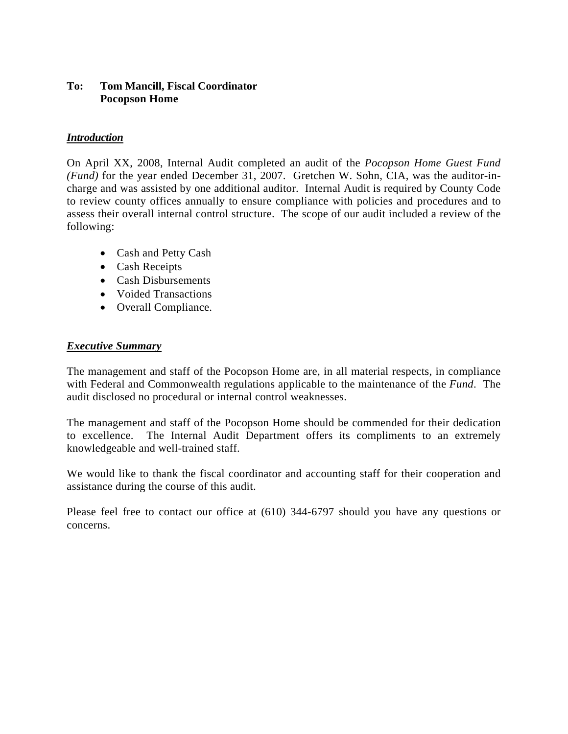**To: Tom Mancill, Fiscal Coordinator**
**Pocopson Home**

***Introduction***

On April XX, 2008, Internal Audit completed an audit of the *Pocopson Home Guest Fund (Fund)* for the year ended December 31, 2007. Gretchen W. Sohn, CIA, was the auditor-in-charge and was assisted by one additional auditor. Internal Audit is required by County Code to review county offices annually to ensure compliance with policies and procedures and to assess their overall internal control structure. The scope of our audit included a review of the following:

- Cash and Petty Cash
- Cash Receipts
- Cash Disbursements
- Voided Transactions
- Overall Compliance.

***Executive Summary***

The management and staff of the Pocopson Home are, in all material respects, in compliance with Federal and Commonwealth regulations applicable to the maintenance of the *Fund*. The audit disclosed no procedural or internal control weaknesses.

The management and staff of the Pocopson Home should be commended for their dedication to excellence. The Internal Audit Department offers its compliments to an extremely knowledgeable and well-trained staff.

We would like to thank the fiscal coordinator and accounting staff for their cooperation and assistance during the course of this audit.

Please feel free to contact our office at (610) 344-6797 should you have any questions or concerns.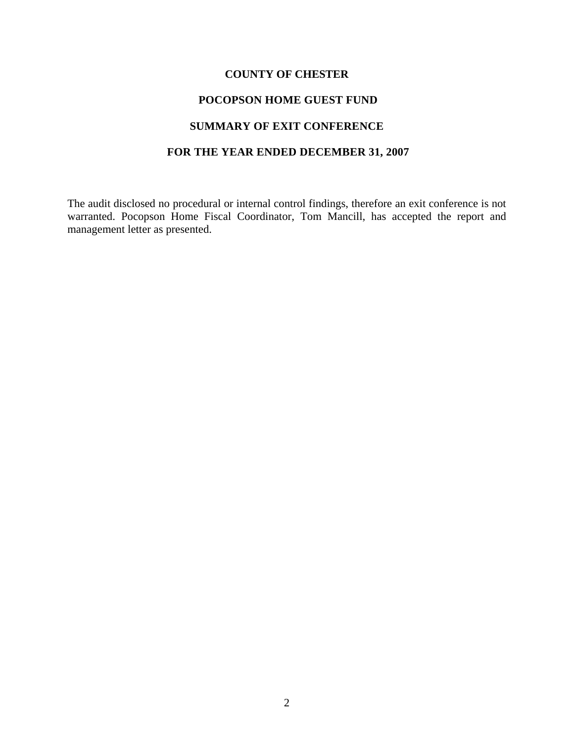**COUNTY OF CHESTER**

**POCOPSON HOME GUEST FUND**

**SUMMARY OF EXIT CONFERENCE**

**FOR THE YEAR ENDED DECEMBER 31, 2007**

The audit disclosed no procedural or internal control findings, therefore an exit conference is not warranted. Pocopson Home Fiscal Coordinator, Tom Mancill, has accepted the report and management letter as presented.